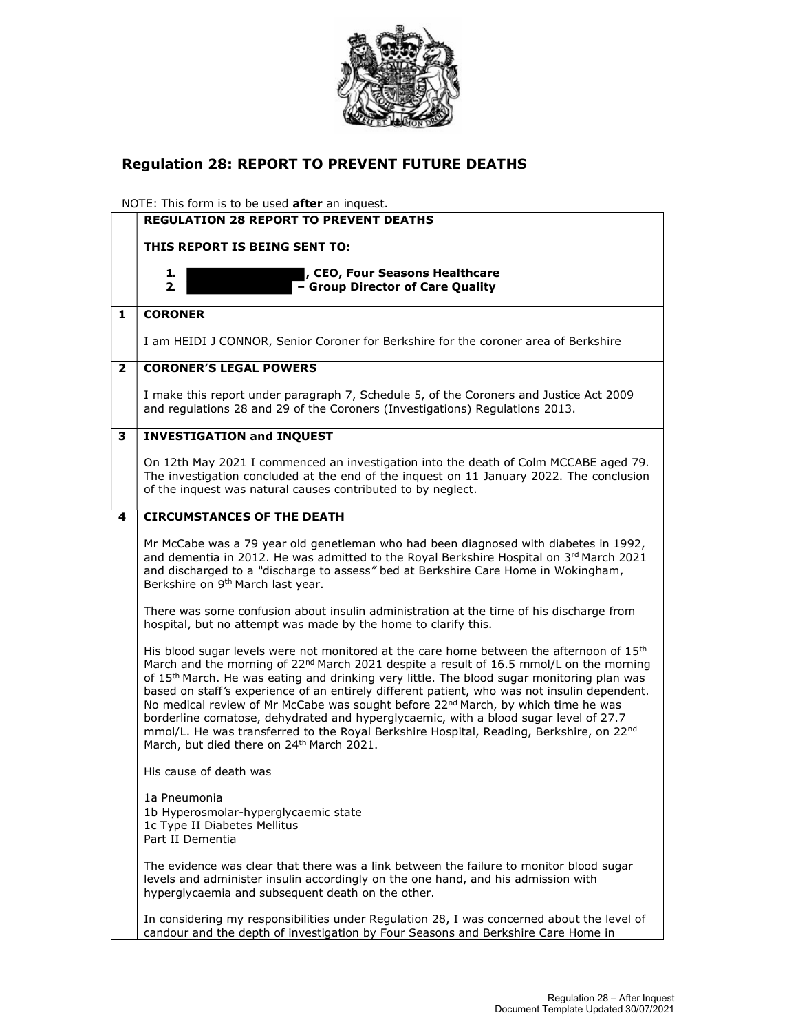## Regulation 28: REPORT TO PREVENT FUTURE DEATHS

NOTE: This form is to be used **after** an inquest.

**REGULATION 28 REPORT TO PREVENT DEATHS**

**THIS REPORT IS BEING SENT TO:**

1. ██████████, **CEO, Four Seasons Healthcare**
2. ██████████ **– Group Director of Care Quality**

**1 CORONER**

I am HEIDI J CONNOR, Senior Coroner for Berkshire for the coroner area of Berkshire

**2 CORONER'S LEGAL POWERS**

I make this report under paragraph 7, Schedule 5, of the Coroners and Justice Act 2009 and regulations 28 and 29 of the Coroners (Investigations) Regulations 2013.

**3 INVESTIGATION and INQUEST**

On 12th May 2021 I commenced an investigation into the death of Colm MCCABE aged 79. The investigation concluded at the end of the inquest on 11 January 2022. The conclusion of the inquest was natural causes contributed to by neglect.

**4 CIRCUMSTANCES OF THE DEATH**

Mr McCabe was a 79 year old genetleman who had been diagnosed with diabetes in 1992, and dementia in 2012. He was admitted to the Royal Berkshire Hospital on 3rd March 2021 and discharged to a *"discharge to assess"* bed at Berkshire Care Home in Wokingham, Berkshire on 9th March last year.

There was some confusion about insulin administration at the time of his discharge from hospital, but no attempt was made by the home to clarify this.

His blood sugar levels were not monitored at the care home between the afternoon of 15th March and the morning of 22nd March 2021 despite a result of 16.5 mmol/L on the morning of 15th March. He was eating and drinking very little. The blood sugar monitoring plan was based on staff's experience of an entirely different patient, who was not insulin dependent. No medical review of Mr McCabe was sought before 22nd March, by which time he was borderline comatose, dehydrated and hyperglycaemic, with a blood sugar level of 27.7 mmol/L. He was transferred to the Royal Berkshire Hospital, Reading, Berkshire, on 22nd March, but died there on 24th March 2021.

His cause of death was

1a Pneumonia
1b Hyperosmolar-hyperglycaemic state
1c Type II Diabetes Mellitus
Part II Dementia

The evidence was clear that there was a link between the failure to monitor blood sugar levels and administer insulin accordingly on the one hand, and his admission with hyperglycaemia and subsequent death on the other.

In considering my responsibilities under Regulation 28, I was concerned about the level of candour and the depth of investigation by Four Seasons and Berkshire Care Home in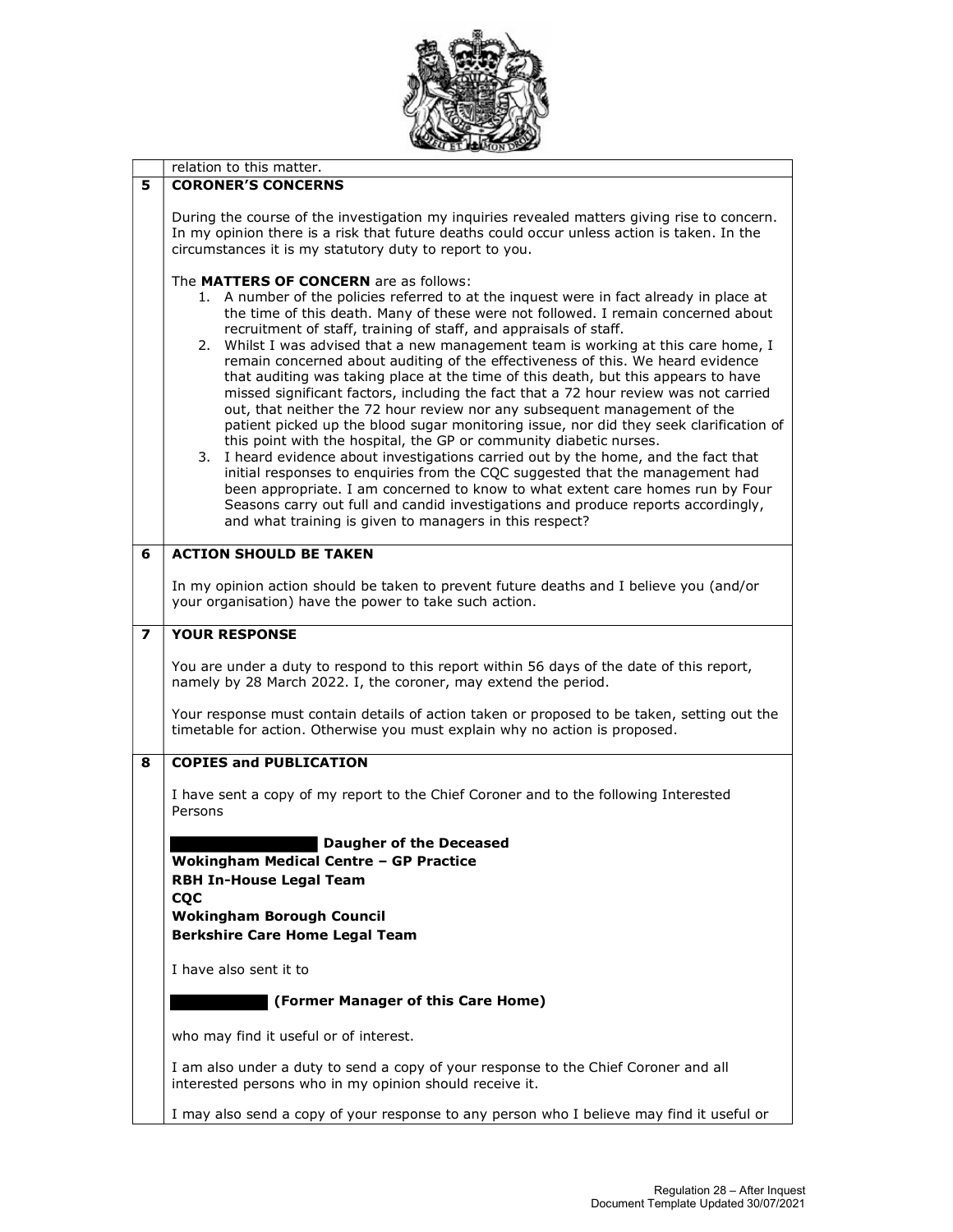relation to this matter.

| | |
|---|---|
| **5** | **CORONER'S CONCERNS**<br><br>During the course of the investigation my inquiries revealed matters giving rise to concern. In my opinion there is a risk that future deaths could occur unless action is taken. In the circumstances it is my statutory duty to report to you.<br><br>The **MATTERS OF CONCERN** are as follows:<br>1. A number of the policies referred to at the inquest were in fact already in place at the time of this death. Many of these were not followed. I remain concerned about recruitment of staff, training of staff, and appraisals of staff.<br>2. Whilst I was advised that a new management team is working at this care home, I remain concerned about auditing of the effectiveness of this. We heard evidence that auditing was taking place at the time of this death, but this appears to have missed significant factors, including the fact that a 72 hour review was not carried out, that neither the 72 hour review nor any subsequent management of the patient picked up the blood sugar monitoring issue, nor did they seek clarification of this point with the hospital, the GP or community diabetic nurses.<br>3. I heard evidence about investigations carried out by the home, and the fact that initial responses to enquiries from the CQC suggested that the management had been appropriate. I am concerned to know to what extent care homes run by Four Seasons carry out full and candid investigations and produce reports accordingly, and what training is given to managers in this respect? |
| **6** | **ACTION SHOULD BE TAKEN**<br><br>In my opinion action should be taken to prevent future deaths and I believe you (and/or your organisation) have the power to take such action. |
| **7** | **YOUR RESPONSE**<br><br>You are under a duty to respond to this report within 56 days of the date of this report, namely by 28 March 2022. I, the coroner, may extend the period.<br><br>Your response must contain details of action taken or proposed to be taken, setting out the timetable for action. Otherwise you must explain why no action is proposed. |
| **8** | **COPIES and PUBLICATION**<br><br>I have sent a copy of my report to the Chief Coroner and to the following Interested Persons<br><br>[REDACTED] **Daugher of the Deceased**<br>**Wokingham Medical Centre – GP Practice**<br>**RBH In-House Legal Team**<br>**CQC**<br>**Wokingham Borough Council**<br>**Berkshire Care Home Legal Team**<br><br>I have also sent it to<br><br>[REDACTED] **(Former Manager of this Care Home)**<br><br>who may find it useful or of interest.<br><br>I am also under a duty to send a copy of your response to the Chief Coroner and all interested persons who in my opinion should receive it.<br><br>I may also send a copy of your response to any person who I believe may find it useful or |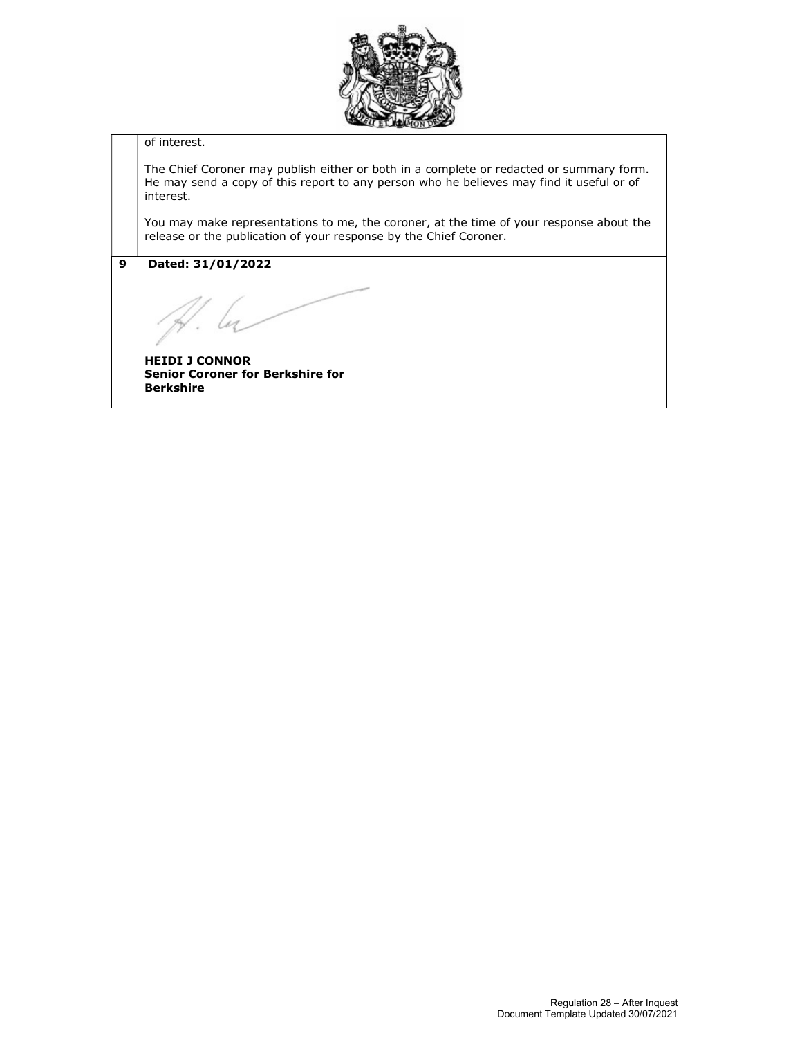| | |
|---|---|
| | of interest.<br><br>The Chief Coroner may publish either or both in a complete or redacted or summary form. He may send a copy of this report to any person who he believes may find it useful or of interest.<br><br>You may make representations to me, the coroner, at the time of your response about the release or the publication of your response by the Chief Coroner. |
| **9** | **Dated: 31/01/2022**<br><br>**HEIDI J CONNOR**<br>**Senior Coroner for Berkshire for Berkshire** |

Regulation 28 – After Inquest
Document Template Updated 30/07/2021